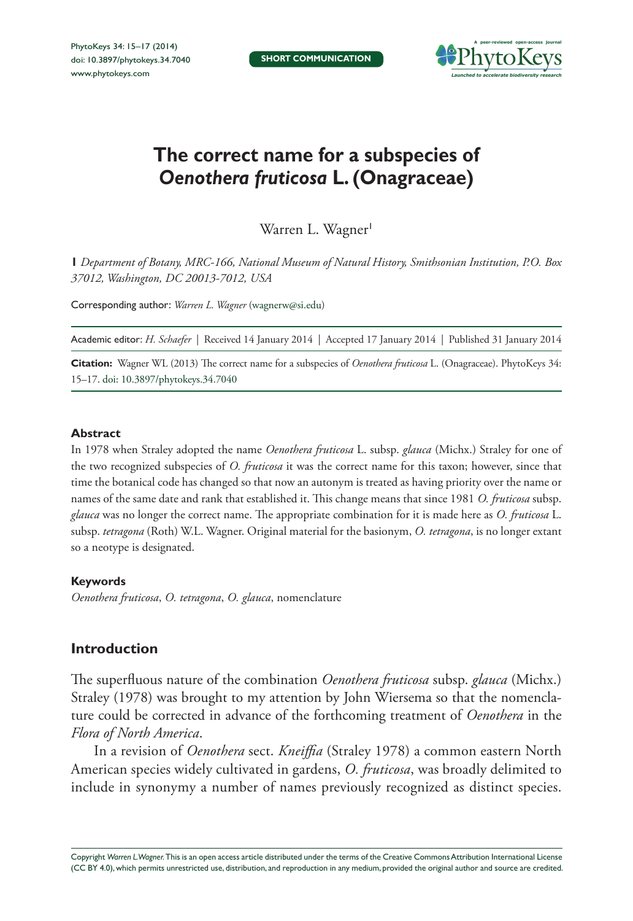**SHORT COMMUNICATION**

# The correct name for a subspecies of *Oenothera fruticosa* L. (Onagraceae)

Warren L. Wagner[1]

**1** *Department of Botany, MRC-166, National Museum of Natural History, Smithsonian Institution, P.O. Box 37012, Washington, DC 20013-7012, USA*

Corresponding author: *Warren L. Wagner* (wagnerw@si.edu)

Academic editor: *H. Schaefer* | Received 14 January 2014 | Accepted 17 January 2014 | Published 31 January 2014

**Citation:** Wagner WL (2013) The correct name for a subspecies of *Oenothera fruticosa* L. (Onagraceae). PhytoKeys 34: 15–17. doi: 10.3897/phytokeys.34.7040

### Abstract

In 1978 when Straley adopted the name *Oenothera fruticosa* L. subsp. *glauca* (Michx.) Straley for one of the two recognized subspecies of *O. fruticosa* it was the correct name for this taxon; however, since that time the botanical code has changed so that now an autonym is treated as having priority over the name or names of the same date and rank that established it. This change means that since 1981 *O. fruticosa* subsp. *glauca* was no longer the correct name. The appropriate combination for it is made here as *O. fruticosa* L. subsp. *tetragona* (Roth) W.L. Wagner. Original material for the basionym, *O. tetragona*, is no longer extant so a neotype is designated.

### Keywords

*Oenothera fruticosa*, *O. tetragona*, *O. glauca*, nomenclature

## Introduction

The superfluous nature of the combination *Oenothera fruticosa* subsp. *glauca* (Michx.) Straley (1978) was brought to my attention by John Wiersema so that the nomenclature could be corrected in advance of the forthcoming treatment of *Oenothera* in the *Flora of North America*.

In a revision of *Oenothera* sect. *Kneiffia* (Straley 1978) a common eastern North American species widely cultivated in gardens, *O. fruticosa*, was broadly delimited to include in synonymy a number of names previously recognized as distinct species.

Copyright *Warren L. Wagner.* This is an open access article distributed under the terms of the Creative Commons Attribution International License (CC BY 4.0), which permits unrestricted use, distribution, and reproduction in any medium, provided the original author and source are credited.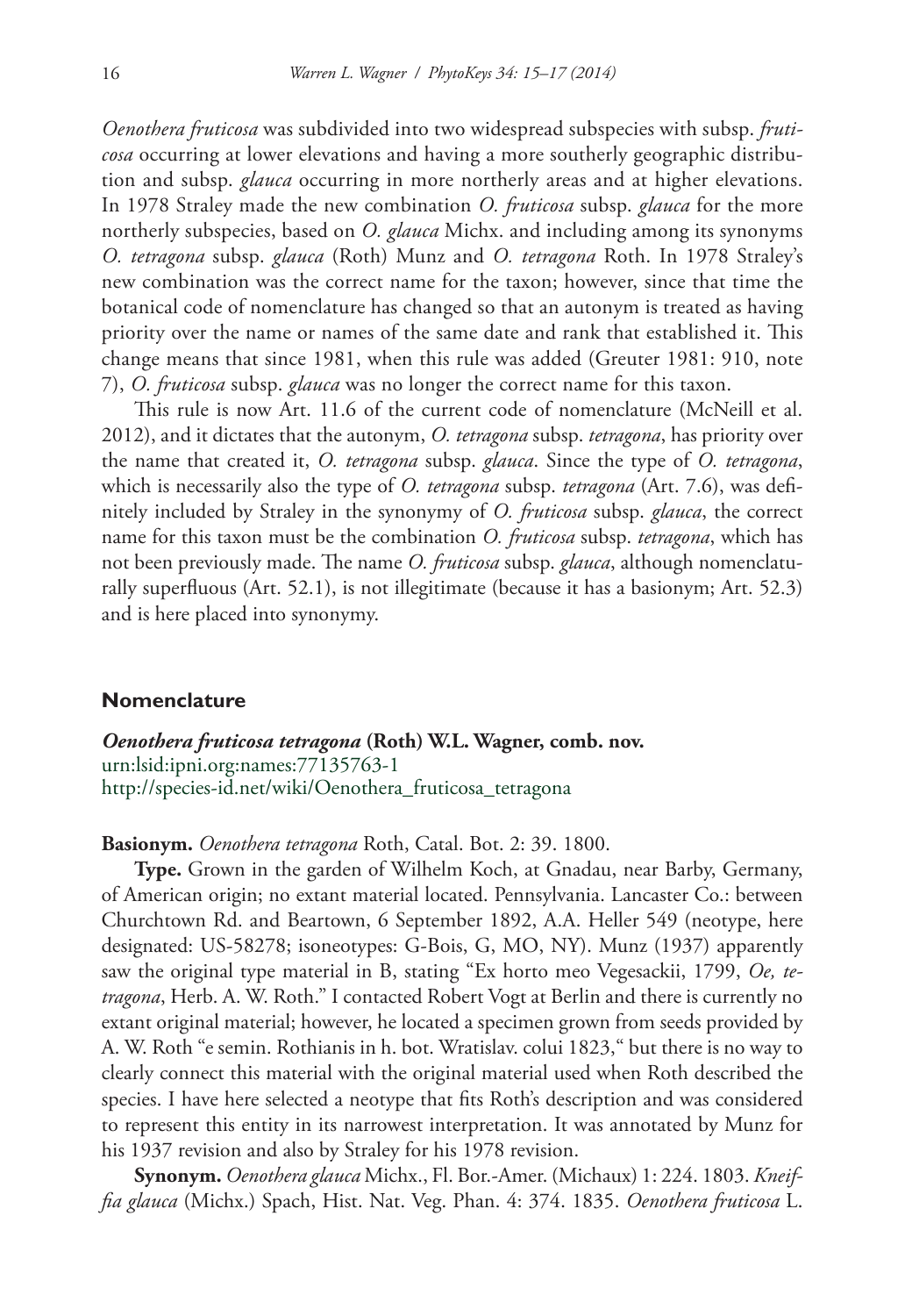*Oenothera fruticosa* was subdivided into two widespread subspecies with subsp. *fruticosa* occurring at lower elevations and having a more southerly geographic distribution and subsp. *glauca* occurring in more northerly areas and at higher elevations. In 1978 Straley made the new combination *O. fruticosa* subsp. *glauca* for the more northerly subspecies, based on *O. glauca* Michx. and including among its synonyms *O. tetragona* subsp. *glauca* (Roth) Munz and *O. tetragona* Roth. In 1978 Straley's new combination was the correct name for the taxon; however, since that time the botanical code of nomenclature has changed so that an autonym is treated as having priority over the name or names of the same date and rank that established it. This change means that since 1981, when this rule was added (Greuter 1981: 910, note 7), *O. fruticosa* subsp. *glauca* was no longer the correct name for this taxon.

This rule is now Art. 11.6 of the current code of nomenclature (McNeill et al. 2012), and it dictates that the autonym, *O. tetragona* subsp. *tetragona*, has priority over the name that created it, *O. tetragona* subsp. *glauca*. Since the type of *O. tetragona*, which is necessarily also the type of *O. tetragona* subsp. *tetragona* (Art. 7.6), was definitely included by Straley in the synonymy of *O. fruticosa* subsp. *glauca*, the correct name for this taxon must be the combination *O. fruticosa* subsp. *tetragona*, which has not been previously made. The name *O. fruticosa* subsp. *glauca*, although nomenclaturally superfluous (Art. 52.1), is not illegitimate (because it has a basionym; Art. 52.3) and is here placed into synonymy.

## Nomenclature

***Oenothera fruticosa tetragona* (Roth) W.L. Wagner, comb. nov.**
urn:lsid:ipni.org:names:77135763-1
http://species-id.net/wiki/Oenothera_fruticosa_tetragona

**Basionym.** *Oenothera tetragona* Roth, Catal. Bot. 2: 39. 1800.

**Type.** Grown in the garden of Wilhelm Koch, at Gnadau, near Barby, Germany, of American origin; no extant material located. Pennsylvania. Lancaster Co.: between Churchtown Rd. and Beartown, 6 September 1892, A.A. Heller 549 (neotype, here designated: US-58278; isoneotypes: G-Bois, G, MO, NY). Munz (1937) apparently saw the original type material in B, stating "Ex horto meo Vegesackii, 1799, *Oe, tetragona*, Herb. A. W. Roth." I contacted Robert Vogt at Berlin and there is currently no extant original material; however, he located a specimen grown from seeds provided by A. W. Roth "e semin. Rothianis in h. bot. Wratislav. colui 1823," but there is no way to clearly connect this material with the original material used when Roth described the species. I have here selected a neotype that fits Roth's description and was considered to represent this entity in its narrowest interpretation. It was annotated by Munz for his 1937 revision and also by Straley for his 1978 revision.

**Synonym.** *Oenothera glauca* Michx., Fl. Bor.-Amer. (Michaux) 1: 224. 1803. *Kneiffia glauca* (Michx.) Spach, Hist. Nat. Veg. Phan. 4: 374. 1835. *Oenothera fruticosa* L.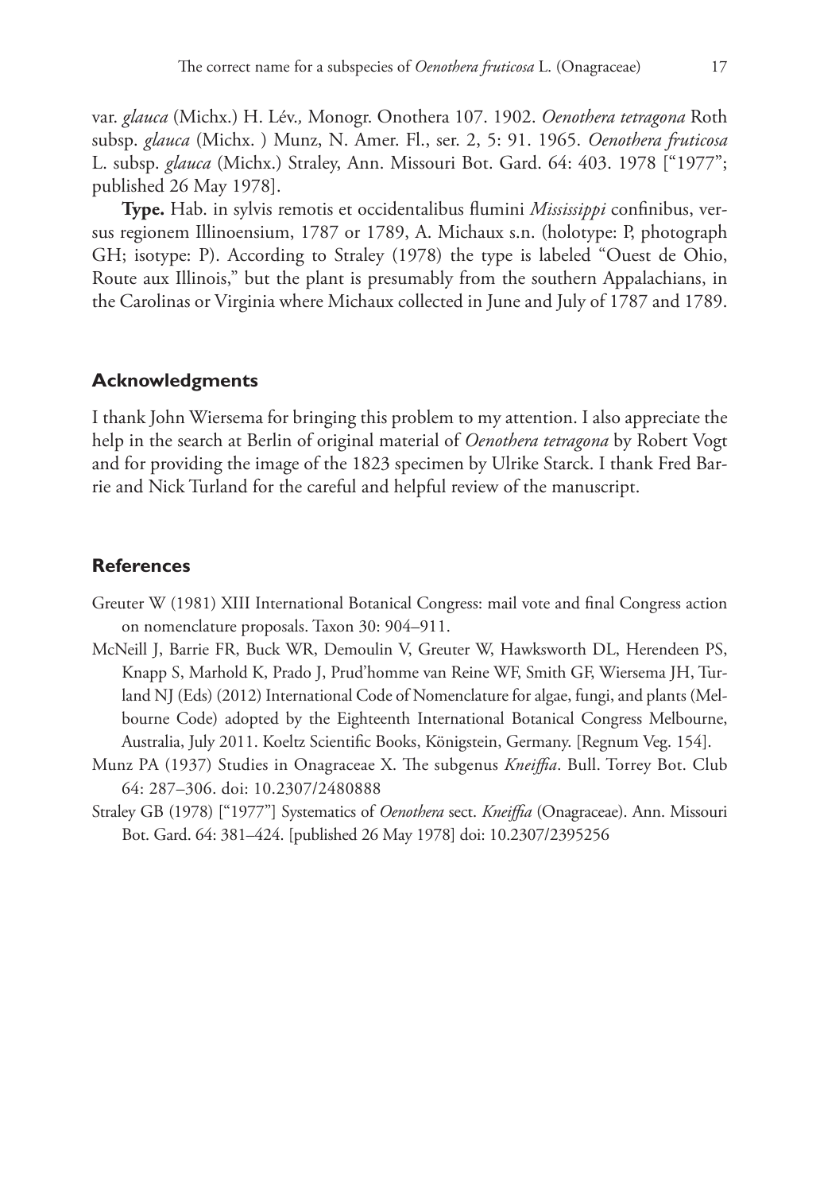var. *glauca* (Michx.) H. Lév., Monogr. Onothera 107. 1902. *Oenothera tetragona* Roth subsp. *glauca* (Michx. ) Munz, N. Amer. Fl., ser. 2, 5: 91. 1965. *Oenothera fruticosa* L. subsp. *glauca* (Michx.) Straley, Ann. Missouri Bot. Gard. 64: 403. 1978 ["1977"; published 26 May 1978].

**Type.** Hab. in sylvis remotis et occidentalibus flumini *Mississippi* confinibus, versus regionem Illinoensium, 1787 or 1789, A. Michaux s.n. (holotype: P, photograph GH; isotype: P). According to Straley (1978) the type is labeled "Ouest de Ohio, Route aux Illinois," but the plant is presumably from the southern Appalachians, in the Carolinas or Virginia where Michaux collected in June and July of 1787 and 1789.

## Acknowledgments

I thank John Wiersema for bringing this problem to my attention. I also appreciate the help in the search at Berlin of original material of *Oenothera tetragona* by Robert Vogt and for providing the image of the 1823 specimen by Ulrike Starck. I thank Fred Barrie and Nick Turland for the careful and helpful review of the manuscript.

## References

Greuter W (1981) XIII International Botanical Congress: mail vote and final Congress action on nomenclature proposals. Taxon 30: 904–911.

McNeill J, Barrie FR, Buck WR, Demoulin V, Greuter W, Hawksworth DL, Herendeen PS, Knapp S, Marhold K, Prado J, Prud'homme van Reine WF, Smith GF, Wiersema JH, Turland NJ (Eds) (2012) International Code of Nomenclature for algae, fungi, and plants (Melbourne Code) adopted by the Eighteenth International Botanical Congress Melbourne, Australia, July 2011. Koeltz Scientific Books, Königstein, Germany. [Regnum Veg. 154].

Munz PA (1937) Studies in Onagraceae X. The subgenus *Kneiffia*. Bull. Torrey Bot. Club 64: 287–306. doi: 10.2307/2480888

Straley GB (1978) ["1977"] Systematics of *Oenothera* sect. *Kneiffia* (Onagraceae). Ann. Missouri Bot. Gard. 64: 381–424. [published 26 May 1978] doi: 10.2307/2395256